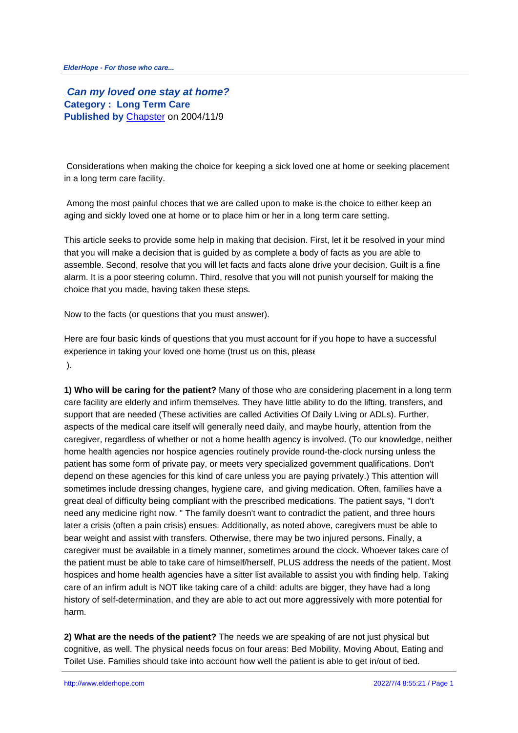## Can my loved one stay at home?

**Category : Long Term Care**
**Published by** Chapster on 2004/11/9

Considerations when making the choice for keeping a sick loved one at home or seeking placement in a long term care facility.

Among the most painful choces that we are called upon to make is the choice to either keep an aging and sickly loved one at home or to place him or her in a long term care setting.

This article seeks to provide some help in making that decision. First, let it be resolved in your mind that you will make a decision that is guided by as complete a body of facts as you are able to assemble. Second, resolve that you will let facts and facts alone drive your decision. Guilt is a fine alarm. It is a poor steering column. Third, resolve that you will not punish yourself for making the choice that you made, having taken these steps.

Now to the facts (or questions that you must answer).

Here are four basic kinds of questions that you must account for if you hope to have a successful experience in taking your loved one home (trust us on this, please ).

**1) Who will be caring for the patient?** Many of those who are considering placement in a long term care facility are elderly and infirm themselves. They have little ability to do the lifting, transfers, and support that are needed (These activities are called Activities Of Daily Living or ADLs). Further, aspects of the medical care itself will generally need daily, and maybe hourly, attention from the caregiver, regardless of whether or not a home health agency is involved. (To our knowledge, neither home health agencies nor hospice agencies routinely provide round-the-clock nursing unless the patient has some form of private pay, or meets very specialized government qualifications. Don't depend on these agencies for this kind of care unless you are paying privately.) This attention will sometimes include dressing changes, hygiene care, and giving medication. Often, families have a great deal of difficulty being compliant with the prescribed medications. The patient says, "I don't need any medicine right now. " The family doesn't want to contradict the patient, and three hours later a crisis (often a pain crisis) ensues. Additionally, as noted above, caregivers must be able to bear weight and assist with transfers. Otherwise, there may be two injured persons. Finally, a caregiver must be available in a timely manner, sometimes around the clock. Whoever takes care of the patient must be able to take care of himself/herself, PLUS address the needs of the patient. Most hospices and home health agencies have a sitter list available to assist you with finding help. Taking care of an infirm adult is NOT like taking care of a child: adults are bigger, they have had a long history of self-determination, and they are able to act out more aggressively with more potential for harm.

**2) What are the needs of the patient?** The needs we are speaking of are not just physical but cognitive, as well. The physical needs focus on four areas: Bed Mobility, Moving About, Eating and Toilet Use. Families should take into account how well the patient is able to get in/out of bed.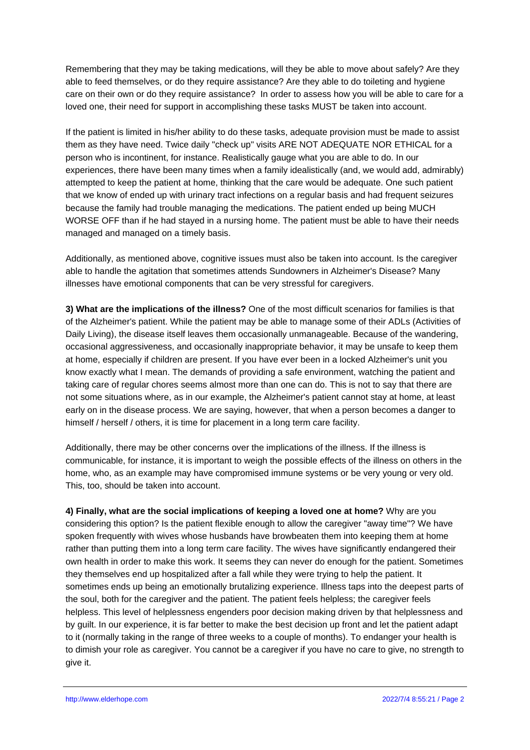Remembering that they may be taking medications, will they be able to move about safely? Are they able to feed themselves, or do they require assistance? Are they able to do toileting and hygiene care on their own or do they require assistance? In order to assess how you will be able to care for a loved one, their need for support in accomplishing these tasks MUST be taken into account.

If the patient is limited in his/her ability to do these tasks, adequate provision must be made to assist them as they have need. Twice daily "check up" visits ARE NOT ADEQUATE NOR ETHICAL for a person who is incontinent, for instance. Realistically gauge what you are able to do. In our experiences, there have been many times when a family idealistically (and, we would add, admirably) attempted to keep the patient at home, thinking that the care would be adequate. One such patient that we know of ended up with urinary tract infections on a regular basis and had frequent seizures because the family had trouble managing the medications. The patient ended up being MUCH WORSE OFF than if he had stayed in a nursing home. The patient must be able to have their needs managed and managed on a timely basis.

Additionally, as mentioned above, cognitive issues must also be taken into account. Is the caregiver able to handle the agitation that sometimes attends Sundowners in Alzheimer's Disease? Many illnesses have emotional components that can be very stressful for caregivers.

**3) What are the implications of the illness?** One of the most difficult scenarios for families is that of the Alzheimer's patient. While the patient may be able to manage some of their ADLs (Activities of Daily Living), the disease itself leaves them occasionally unmanageable. Because of the wandering, occasional aggressiveness, and occasionally inappropriate behavior, it may be unsafe to keep them at home, especially if children are present. If you have ever been in a locked Alzheimer's unit you know exactly what I mean. The demands of providing a safe environment, watching the patient and taking care of regular chores seems almost more than one can do. This is not to say that there are not some situations where, as in our example, the Alzheimer's patient cannot stay at home, at least early on in the disease process. We are saying, however, that when a person becomes a danger to himself / herself / others, it is time for placement in a long term care facility.

Additionally, there may be other concerns over the implications of the illness. If the illness is communicable, for instance, it is important to weigh the possible effects of the illness on others in the home, who, as an example may have compromised immune systems or be very young or very old. This, too, should be taken into account.

**4) Finally, what are the social implications of keeping a loved one at home?** Why are you considering this option? Is the patient flexible enough to allow the caregiver "away time"? We have spoken frequently with wives whose husbands have browbeaten them into keeping them at home rather than putting them into a long term care facility. The wives have significantly endangered their own health in order to make this work. It seems they can never do enough for the patient. Sometimes they themselves end up hospitalized after a fall while they were trying to help the patient. It sometimes ends up being an emotionally brutalizing experience. Illness taps into the deepest parts of the soul, both for the caregiver and the patient. The patient feels helpless; the caregiver feels helpless. This level of helplessness engenders poor decision making driven by that helplessness and by guilt. In our experience, it is far better to make the best decision up front and let the patient adapt to it (normally taking in the range of three weeks to a couple of months). To endanger your health is to dimish your role as caregiver. You cannot be a caregiver if you have no care to give, no strength to give it.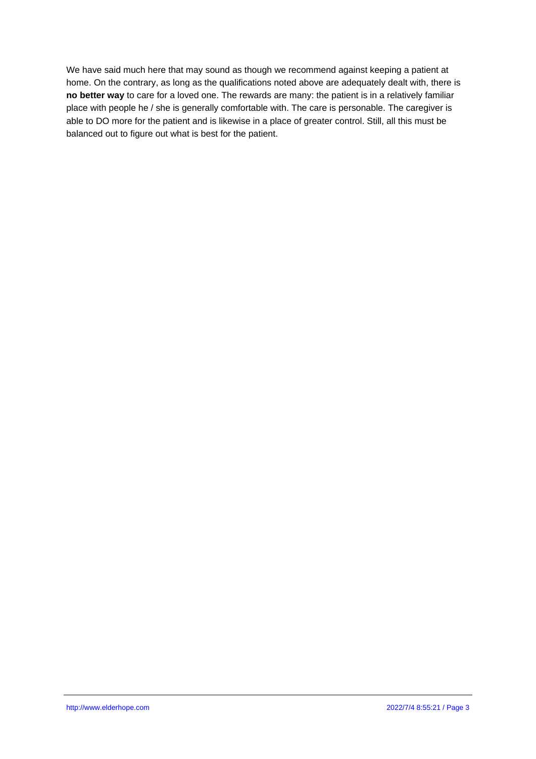We have said much here that may sound as though we recommend against keeping a patient at home. On the contrary, as long as the qualifications noted above are adequately dealt with, there is **no better way** to care for a loved one. The rewards are many: the patient is in a relatively familiar place with people he / she is generally comfortable with. The care is personable. The caregiver is able to DO more for the patient and is likewise in a place of greater control. Still, all this must be balanced out to figure out what is best for the patient.